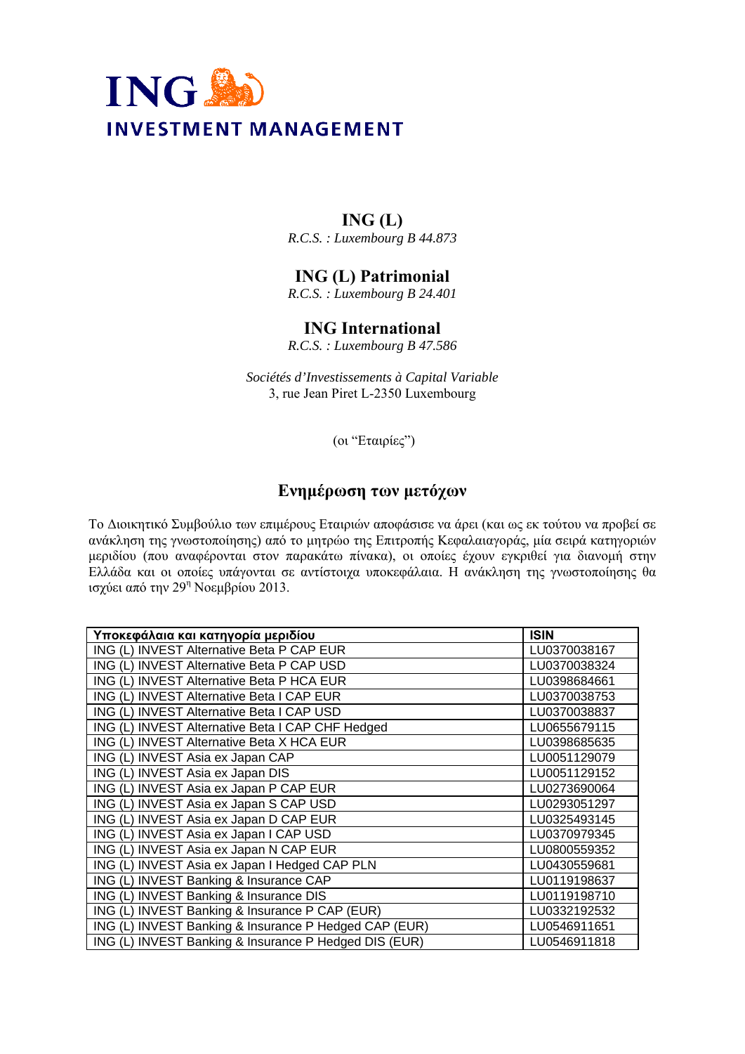# ING

**INVESTMENT MANAGEMENT**

## ING (L)

*R.C.S. : Luxembourg B 44.873*

## ING (L) Patrimonial

*R.C.S. : Luxembourg B 24.401*

## ING International

*R.C.S. : Luxembourg B 47.586*

*Sociétés d'Investissements à Capital Variable*
3, rue Jean Piret L-2350 Luxembourg

(οι "Εταιρίες")

## Ενημέρωση των μετόχων

Το Διοικητικό Συμβούλιο των επιμέρους Εταιριών αποφάσισε να άρει (και ως εκ τούτου να προβεί σε ανάκληση της γνωστοποίησης) από το μητρώο της Επιτροπής Κεφαλαιαγοράς, μία σειρά κατηγοριών μεριδίου (που αναφέρονται στον παρακάτω πίνακα), οι οποίες έχουν εγκριθεί για διανομή στην Ελλάδα και οι οποίες υπάγονται σε αντίστοιχα υποκεφάλαια. Η ανάκληση της γνωστοποίησης θα ισχύει από την 29η Νοεμβρίου 2013.

| Υποκεφάλαια και κατηγορία μεριδίου | ISIN |
|---|---|
| ING (L) INVEST Alternative Beta P CAP EUR | LU0370038167 |
| ING (L) INVEST Alternative Beta P CAP USD | LU0370038324 |
| ING (L) INVEST Alternative Beta P HCA EUR | LU0398684661 |
| ING (L) INVEST Alternative Beta I CAP EUR | LU0370038753 |
| ING (L) INVEST Alternative Beta I CAP USD | LU0370038837 |
| ING (L) INVEST Alternative Beta I CAP CHF Hedged | LU0655679115 |
| ING (L) INVEST Alternative Beta X HCA EUR | LU0398685635 |
| ING (L) INVEST Asia ex Japan CAP | LU0051129079 |
| ING (L) INVEST Asia ex Japan DIS | LU0051129152 |
| ING (L) INVEST Asia ex Japan P CAP EUR | LU0273690064 |
| ING (L) INVEST Asia ex Japan S CAP USD | LU0293051297 |
| ING (L) INVEST Asia ex Japan D CAP EUR | LU0325493145 |
| ING (L) INVEST Asia ex Japan I CAP USD | LU0370979345 |
| ING (L) INVEST Asia ex Japan N CAP EUR | LU0800559352 |
| ING (L) INVEST Asia ex Japan I Hedged CAP PLN | LU0430559681 |
| ING (L) INVEST Banking & Insurance CAP | LU0119198637 |
| ING (L) INVEST Banking & Insurance DIS | LU0119198710 |
| ING (L) INVEST Banking & Insurance P CAP (EUR) | LU0332192532 |
| ING (L) INVEST Banking & Insurance P Hedged CAP (EUR) | LU0546911651 |
| ING (L) INVEST Banking & Insurance P Hedged DIS (EUR) | LU0546911818 |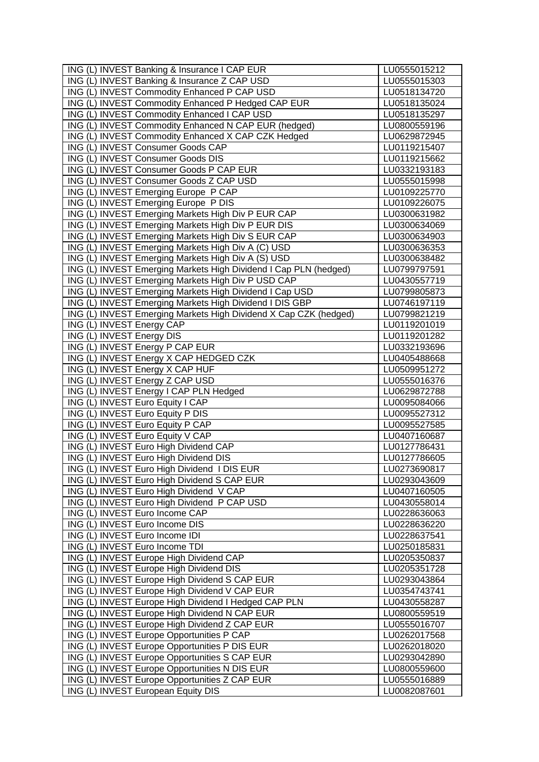| ING (L) INVEST Banking & Insurance I CAP EUR | LU0555015212 |
|---|---|
| ING (L) INVEST Banking & Insurance Z CAP USD | LU0555015303 |
| ING (L) INVEST Commodity Enhanced P CAP USD | LU0518134720 |
| ING (L) INVEST Commodity Enhanced P Hedged CAP EUR | LU0518135024 |
| ING (L) INVEST Commodity Enhanced I CAP USD | LU0518135297 |
| ING (L) INVEST Commodity Enhanced N CAP EUR (hedged) | LU0800559196 |
| ING (L) INVEST Commodity Enhanced X CAP CZK Hedged | LU0629872945 |
| ING (L) INVEST Consumer Goods CAP | LU0119215407 |
| ING (L) INVEST Consumer Goods DIS | LU0119215662 |
| ING (L) INVEST Consumer Goods P CAP EUR | LU0332193183 |
| ING (L) INVEST Consumer Goods Z CAP USD | LU0555015998 |
| ING (L) INVEST Emerging Europe P CAP | LU0109225770 |
| ING (L) INVEST Emerging Europe P DIS | LU0109226075 |
| ING (L) INVEST Emerging Markets High Div P EUR CAP | LU0300631982 |
| ING (L) INVEST Emerging Markets High Div P EUR DIS | LU0300634069 |
| ING (L) INVEST Emerging Markets High Div S EUR CAP | LU0300634903 |
| ING (L) INVEST Emerging Markets High Div A (C) USD | LU0300636353 |
| ING (L) INVEST Emerging Markets High Div A (S) USD | LU0300638482 |
| ING (L) INVEST Emerging Markets High Dividend I Cap PLN (hedged) | LU0799797591 |
| ING (L) INVEST Emerging Markets High Div P USD CAP | LU0430557719 |
| ING (L) INVEST Emerging Markets High Dividend I Cap USD | LU0799805873 |
| ING (L) INVEST Emerging Markets High Dividend I DIS GBP | LU0746197119 |
| ING (L) INVEST Emerging Markets High Dividend X Cap CZK (hedged) | LU0799821219 |
| ING (L) INVEST Energy CAP | LU0119201019 |
| ING (L) INVEST Energy DIS | LU0119201282 |
| ING (L) INVEST Energy P CAP EUR | LU0332193696 |
| ING (L) INVEST Energy X CAP HEDGED CZK | LU0405488668 |
| ING (L) INVEST Energy X CAP HUF | LU0509951272 |
| ING (L) INVEST Energy Z CAP USD | LU0555016376 |
| ING (L) INVEST Energy I CAP PLN Hedged | LU0629872788 |
| ING (L) INVEST Euro Equity I CAP | LU0095084066 |
| ING (L) INVEST Euro Equity P DIS | LU0095527312 |
| ING (L) INVEST Euro Equity P CAP | LU0095527585 |
| ING (L) INVEST Euro Equity V CAP | LU0407160687 |
| ING (L) INVEST Euro High Dividend CAP | LU0127786431 |
| ING (L) INVEST Euro High Dividend DIS | LU0127786605 |
| ING (L) INVEST Euro High Dividend I DIS EUR | LU0273690817 |
| ING (L) INVEST Euro High Dividend S CAP EUR | LU0293043609 |
| ING (L) INVEST Euro High Dividend V CAP | LU0407160505 |
| ING (L) INVEST Euro High Dividend P CAP USD | LU0430558014 |
| ING (L) INVEST Euro Income CAP | LU0228636063 |
| ING (L) INVEST Euro Income DIS | LU0228636220 |
| ING (L) INVEST Euro Income IDI | LU0228637541 |
| ING (L) INVEST Euro Income TDI | LU0250185831 |
| ING (L) INVEST Europe High Dividend CAP | LU0205350837 |
| ING (L) INVEST Europe High Dividend DIS | LU0205351728 |
| ING (L) INVEST Europe High Dividend S CAP EUR | LU0293043864 |
| ING (L) INVEST Europe High Dividend V CAP EUR | LU0354743741 |
| ING (L) INVEST Europe High Dividend I Hedged CAP PLN | LU0430558287 |
| ING (L) INVEST Europe High Dividend N CAP EUR | LU0800559519 |
| ING (L) INVEST Europe High Dividend Z CAP EUR | LU0555016707 |
| ING (L) INVEST Europe Opportunities P CAP | LU0262017568 |
| ING (L) INVEST Europe Opportunities P DIS EUR | LU0262018020 |
| ING (L) INVEST Europe Opportunities S CAP EUR | LU0293042890 |
| ING (L) INVEST Europe Opportunities N DIS EUR | LU0800559600 |
| ING (L) INVEST Europe Opportunities Z CAP EUR | LU0555016889 |
| ING (L) INVEST European Equity DIS | LU0082087601 |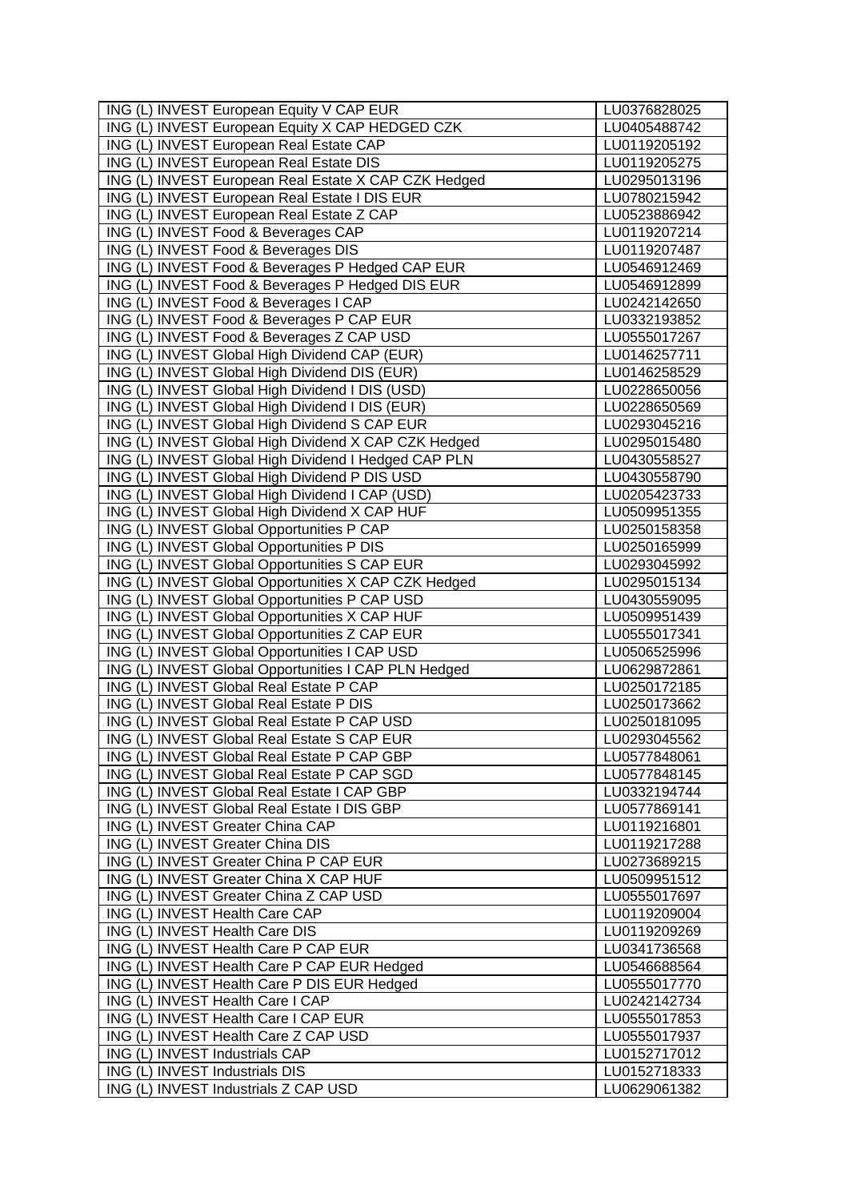| ING (L) INVEST European Equity V CAP EUR | LU0376828025 |
|---|---|
| ING (L) INVEST European Equity X CAP HEDGED CZK | LU0405488742 |
| ING (L) INVEST European Real Estate CAP | LU0119205192 |
| ING (L) INVEST European Real Estate DIS | LU0119205275 |
| ING (L) INVEST European Real Estate X CAP CZK Hedged | LU0295013196 |
| ING (L) INVEST European Real Estate I DIS EUR | LU0780215942 |
| ING (L) INVEST European Real Estate Z CAP | LU0523886942 |
| ING (L) INVEST Food & Beverages CAP | LU0119207214 |
| ING (L) INVEST Food & Beverages DIS | LU0119207487 |
| ING (L) INVEST Food & Beverages P Hedged CAP EUR | LU0546912469 |
| ING (L) INVEST Food & Beverages P Hedged DIS EUR | LU0546912899 |
| ING (L) INVEST Food & Beverages I CAP | LU0242142650 |
| ING (L) INVEST Food & Beverages P CAP EUR | LU0332193852 |
| ING (L) INVEST Food & Beverages Z CAP USD | LU0555017267 |
| ING (L) INVEST Global High Dividend CAP (EUR) | LU0146257711 |
| ING (L) INVEST Global High Dividend DIS (EUR) | LU0146258529 |
| ING (L) INVEST Global High Dividend I DIS (USD) | LU0228650056 |
| ING (L) INVEST Global High Dividend I DIS (EUR) | LU0228650569 |
| ING (L) INVEST Global High Dividend S CAP EUR | LU0293045216 |
| ING (L) INVEST Global High Dividend X CAP CZK Hedged | LU0295015480 |
| ING (L) INVEST Global High Dividend I Hedged CAP PLN | LU0430558527 |
| ING (L) INVEST Global High Dividend P DIS USD | LU0430558790 |
| ING (L) INVEST Global High Dividend I CAP (USD) | LU0205423733 |
| ING (L) INVEST Global High Dividend X CAP HUF | LU0509951355 |
| ING (L) INVEST Global Opportunities P CAP | LU0250158358 |
| ING (L) INVEST Global Opportunities P DIS | LU0250165999 |
| ING (L) INVEST Global Opportunities S CAP EUR | LU0293045992 |
| ING (L) INVEST Global Opportunities X CAP CZK Hedged | LU0295015134 |
| ING (L) INVEST Global Opportunities P CAP USD | LU0430559095 |
| ING (L) INVEST Global Opportunities X CAP HUF | LU0509951439 |
| ING (L) INVEST Global Opportunities Z CAP EUR | LU0555017341 |
| ING (L) INVEST Global Opportunities I CAP USD | LU0506525996 |
| ING (L) INVEST Global Opportunities I CAP PLN Hedged | LU0629872861 |
| ING (L) INVEST Global Real Estate P CAP | LU0250172185 |
| ING (L) INVEST Global Real Estate P DIS | LU0250173662 |
| ING (L) INVEST Global Real Estate P CAP USD | LU0250181095 |
| ING (L) INVEST Global Real Estate S CAP EUR | LU0293045562 |
| ING (L) INVEST Global Real Estate P CAP GBP | LU0577848061 |
| ING (L) INVEST Global Real Estate P CAP SGD | LU0577848145 |
| ING (L) INVEST Global Real Estate I CAP GBP | LU0332194744 |
| ING (L) INVEST Global Real Estate I DIS GBP | LU0577869141 |
| ING (L) INVEST Greater China CAP | LU0119216801 |
| ING (L) INVEST Greater China DIS | LU0119217288 |
| ING (L) INVEST Greater China P CAP EUR | LU0273689215 |
| ING (L) INVEST Greater China X CAP HUF | LU0509951512 |
| ING (L) INVEST Greater China Z CAP USD | LU0555017697 |
| ING (L) INVEST Health Care CAP | LU0119209004 |
| ING (L) INVEST Health Care DIS | LU0119209269 |
| ING (L) INVEST Health Care P CAP EUR | LU0341736568 |
| ING (L) INVEST Health Care P CAP EUR Hedged | LU0546688564 |
| ING (L) INVEST Health Care P DIS EUR Hedged | LU0555017770 |
| ING (L) INVEST Health Care I CAP | LU0242142734 |
| ING (L) INVEST Health Care I CAP EUR | LU0555017853 |
| ING (L) INVEST Health Care Z CAP USD | LU0555017937 |
| ING (L) INVEST Industrials CAP | LU0152717012 |
| ING (L) INVEST Industrials DIS | LU0152718333 |
| ING (L) INVEST Industrials Z CAP USD | LU0629061382 |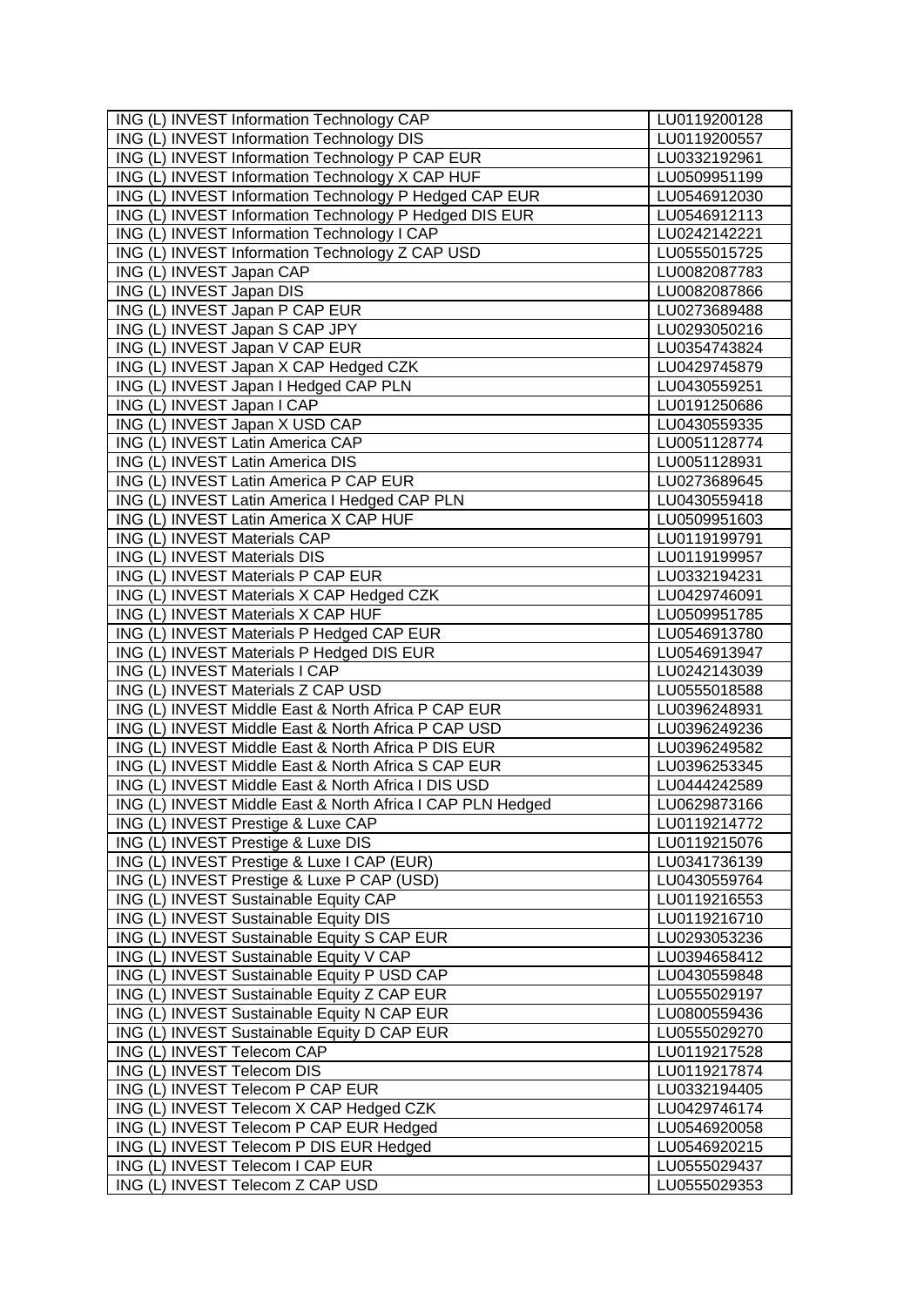| ING (L) INVEST Information Technology CAP | LU0119200128 |
|---|---|
| ING (L) INVEST Information Technology DIS | LU0119200557 |
| ING (L) INVEST Information Technology P CAP EUR | LU0332192961 |
| ING (L) INVEST Information Technology X CAP HUF | LU0509951199 |
| ING (L) INVEST Information Technology P Hedged CAP EUR | LU0546912030 |
| ING (L) INVEST Information Technology P Hedged DIS EUR | LU0546912113 |
| ING (L) INVEST Information Technology I CAP | LU0242142221 |
| ING (L) INVEST Information Technology Z CAP USD | LU0555015725 |
| ING (L) INVEST Japan CAP | LU0082087783 |
| ING (L) INVEST Japan DIS | LU0082087866 |
| ING (L) INVEST Japan P CAP EUR | LU0273689488 |
| ING (L) INVEST Japan S CAP JPY | LU0293050216 |
| ING (L) INVEST Japan V CAP EUR | LU0354743824 |
| ING (L) INVEST Japan X CAP Hedged CZK | LU0429745879 |
| ING (L) INVEST Japan I Hedged CAP PLN | LU0430559251 |
| ING (L) INVEST Japan I CAP | LU0191250686 |
| ING (L) INVEST Japan X USD CAP | LU0430559335 |
| ING (L) INVEST Latin America CAP | LU0051128774 |
| ING (L) INVEST Latin America DIS | LU0051128931 |
| ING (L) INVEST Latin America P CAP EUR | LU0273689645 |
| ING (L) INVEST Latin America I Hedged CAP PLN | LU0430559418 |
| ING (L) INVEST Latin America X CAP HUF | LU0509951603 |
| ING (L) INVEST Materials CAP | LU0119199791 |
| ING (L) INVEST Materials DIS | LU0119199957 |
| ING (L) INVEST Materials P CAP EUR | LU0332194231 |
| ING (L) INVEST Materials X CAP Hedged CZK | LU0429746091 |
| ING (L) INVEST Materials X CAP HUF | LU0509951785 |
| ING (L) INVEST Materials P Hedged CAP EUR | LU0546913780 |
| ING (L) INVEST Materials P Hedged DIS EUR | LU0546913947 |
| ING (L) INVEST Materials I CAP | LU0242143039 |
| ING (L) INVEST Materials Z CAP USD | LU0555018588 |
| ING (L) INVEST Middle East & North Africa P CAP EUR | LU0396248931 |
| ING (L) INVEST Middle East & North Africa P CAP USD | LU0396249236 |
| ING (L) INVEST Middle East & North Africa P DIS EUR | LU0396249582 |
| ING (L) INVEST Middle East & North Africa S CAP EUR | LU0396253345 |
| ING (L) INVEST Middle East & North Africa I DIS USD | LU0444242589 |
| ING (L) INVEST Middle East & North Africa I CAP PLN Hedged | LU0629873166 |
| ING (L) INVEST Prestige & Luxe CAP | LU0119214772 |
| ING (L) INVEST Prestige & Luxe DIS | LU0119215076 |
| ING (L) INVEST Prestige & Luxe I CAP (EUR) | LU0341736139 |
| ING (L) INVEST Prestige & Luxe P CAP (USD) | LU0430559764 |
| ING (L) INVEST Sustainable Equity CAP | LU0119216553 |
| ING (L) INVEST Sustainable Equity DIS | LU0119216710 |
| ING (L) INVEST Sustainable Equity S CAP EUR | LU0293053236 |
| ING (L) INVEST Sustainable Equity V CAP | LU0394658412 |
| ING (L) INVEST Sustainable Equity P USD CAP | LU0430559848 |
| ING (L) INVEST Sustainable Equity Z CAP EUR | LU0555029197 |
| ING (L) INVEST Sustainable Equity N CAP EUR | LU0800559436 |
| ING (L) INVEST Sustainable Equity D CAP EUR | LU0555029270 |
| ING (L) INVEST Telecom CAP | LU0119217528 |
| ING (L) INVEST Telecom DIS | LU0119217874 |
| ING (L) INVEST Telecom P CAP EUR | LU0332194405 |
| ING (L) INVEST Telecom X CAP Hedged CZK | LU0429746174 |
| ING (L) INVEST Telecom P CAP EUR Hedged | LU0546920058 |
| ING (L) INVEST Telecom P DIS EUR Hedged | LU0546920215 |
| ING (L) INVEST Telecom I CAP EUR | LU0555029437 |
| ING (L) INVEST Telecom Z CAP USD | LU0555029353 |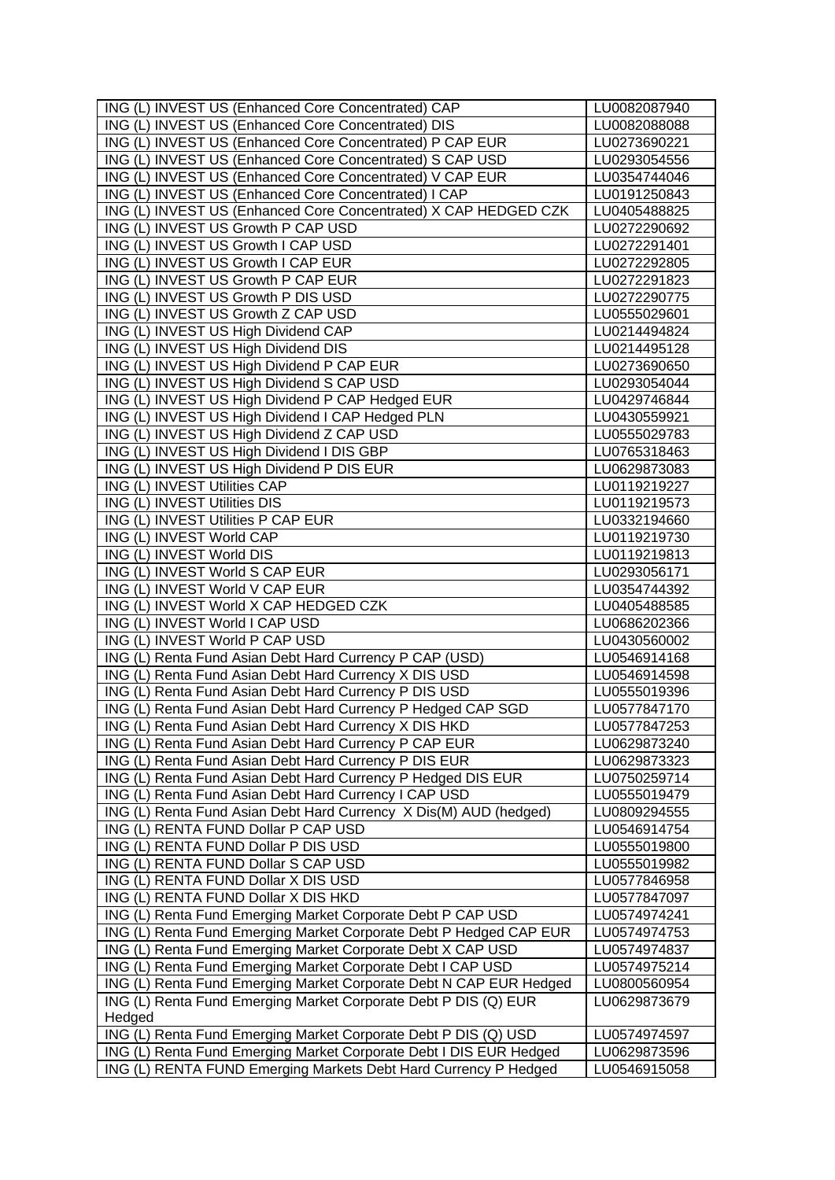| ING (L) INVEST US (Enhanced Core Concentrated) CAP | LU0082087940 |
|---|---|
| ING (L) INVEST US (Enhanced Core Concentrated) DIS | LU0082088088 |
| ING (L) INVEST US (Enhanced Core Concentrated) P CAP EUR | LU0273690221 |
| ING (L) INVEST US (Enhanced Core Concentrated) S CAP USD | LU0293054556 |
| ING (L) INVEST US (Enhanced Core Concentrated) V CAP EUR | LU0354744046 |
| ING (L) INVEST US (Enhanced Core Concentrated) I CAP | LU0191250843 |
| ING (L) INVEST US (Enhanced Core Concentrated) X CAP HEDGED CZK | LU0405488825 |
| ING (L) INVEST US Growth P CAP USD | LU0272290692 |
| ING (L) INVEST US Growth I CAP USD | LU0272291401 |
| ING (L) INVEST US Growth I CAP EUR | LU0272292805 |
| ING (L) INVEST US Growth P CAP EUR | LU0272291823 |
| ING (L) INVEST US Growth P DIS USD | LU0272290775 |
| ING (L) INVEST US Growth Z CAP USD | LU0555029601 |
| ING (L) INVEST US High Dividend CAP | LU0214494824 |
| ING (L) INVEST US High Dividend DIS | LU0214495128 |
| ING (L) INVEST US High Dividend P CAP EUR | LU0273690650 |
| ING (L) INVEST US High Dividend S CAP USD | LU0293054044 |
| ING (L) INVEST US High Dividend P CAP Hedged EUR | LU0429746844 |
| ING (L) INVEST US High Dividend I CAP Hedged PLN | LU0430559921 |
| ING (L) INVEST US High Dividend Z CAP USD | LU0555029783 |
| ING (L) INVEST US High Dividend I DIS GBP | LU0765318463 |
| ING (L) INVEST US High Dividend P DIS EUR | LU0629873083 |
| ING (L) INVEST Utilities CAP | LU0119219227 |
| ING (L) INVEST Utilities DIS | LU0119219573 |
| ING (L) INVEST Utilities P CAP EUR | LU0332194660 |
| ING (L) INVEST World CAP | LU0119219730 |
| ING (L) INVEST World DIS | LU0119219813 |
| ING (L) INVEST World S CAP EUR | LU0293056171 |
| ING (L) INVEST World V CAP EUR | LU0354744392 |
| ING (L) INVEST World X CAP HEDGED CZK | LU0405488585 |
| ING (L) INVEST World I CAP USD | LU0686202366 |
| ING (L) INVEST World P CAP USD | LU0430560002 |
| ING (L) Renta Fund Asian Debt Hard Currency P CAP (USD) | LU0546914168 |
| ING (L) Renta Fund Asian Debt Hard Currency X DIS USD | LU0546914598 |
| ING (L) Renta Fund Asian Debt Hard Currency P DIS USD | LU0555019396 |
| ING (L) Renta Fund Asian Debt Hard Currency P Hedged CAP SGD | LU0577847170 |
| ING (L) Renta Fund Asian Debt Hard Currency X DIS HKD | LU0577847253 |
| ING (L) Renta Fund Asian Debt Hard Currency P CAP EUR | LU0629873240 |
| ING (L) Renta Fund Asian Debt Hard Currency P DIS EUR | LU0629873323 |
| ING (L) Renta Fund Asian Debt Hard Currency P Hedged DIS EUR | LU0750259714 |
| ING (L) Renta Fund Asian Debt Hard Currency I CAP USD | LU0555019479 |
| ING (L) Renta Fund Asian Debt Hard Currency X Dis(M) AUD (hedged) | LU0809294555 |
| ING (L) RENTA FUND Dollar P CAP USD | LU0546914754 |
| ING (L) RENTA FUND Dollar P DIS USD | LU0555019800 |
| ING (L) RENTA FUND Dollar S CAP USD | LU0555019982 |
| ING (L) RENTA FUND Dollar X DIS USD | LU0577846958 |
| ING (L) RENTA FUND Dollar X DIS HKD | LU0577847097 |
| ING (L) Renta Fund Emerging Market Corporate Debt P CAP USD | LU0574974241 |
| ING (L) Renta Fund Emerging Market Corporate Debt P Hedged CAP EUR | LU0574974753 |
| ING (L) Renta Fund Emerging Market Corporate Debt X CAP USD | LU0574974837 |
| ING (L) Renta Fund Emerging Market Corporate Debt I CAP USD | LU0574975214 |
| ING (L) Renta Fund Emerging Market Corporate Debt N CAP EUR Hedged | LU0800560954 |
| ING (L) Renta Fund Emerging Market Corporate Debt P DIS (Q) EUR Hedged | LU0629873679 |
| ING (L) Renta Fund Emerging Market Corporate Debt P DIS (Q) USD | LU0574974597 |
| ING (L) Renta Fund Emerging Market Corporate Debt I DIS EUR Hedged | LU0629873596 |
| ING (L) RENTA FUND Emerging Markets Debt Hard Currency P Hedged | LU0546915058 |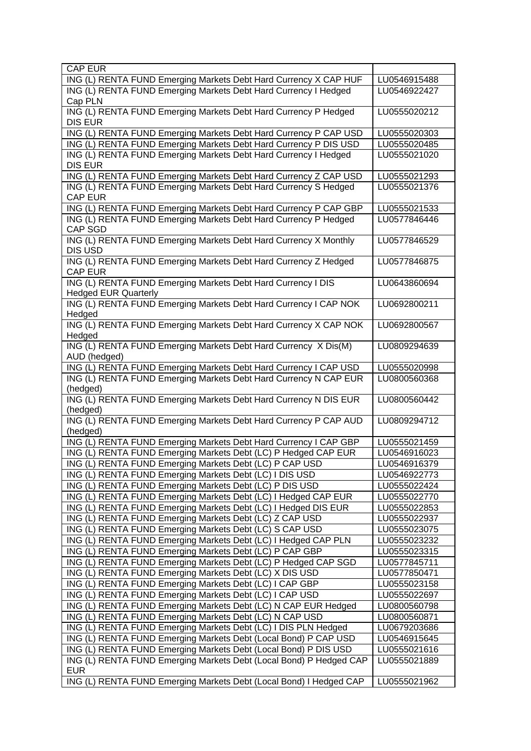| | |
|---|---|
| CAP EUR | |
| ING (L) RENTA FUND Emerging Markets Debt Hard Currency X CAP HUF | LU0546915488 |
| ING (L) RENTA FUND Emerging Markets Debt Hard Currency I Hedged Cap PLN | LU0546922427 |
| ING (L) RENTA FUND Emerging Markets Debt Hard Currency P Hedged DIS EUR | LU0555020212 |
| ING (L) RENTA FUND Emerging Markets Debt Hard Currency P CAP USD | LU0555020303 |
| ING (L) RENTA FUND Emerging Markets Debt Hard Currency P DIS USD | LU0555020485 |
| ING (L) RENTA FUND Emerging Markets Debt Hard Currency I Hedged DIS EUR | LU0555021020 |
| ING (L) RENTA FUND Emerging Markets Debt Hard Currency Z CAP USD | LU0555021293 |
| ING (L) RENTA FUND Emerging Markets Debt Hard Currency S Hedged CAP EUR | LU0555021376 |
| ING (L) RENTA FUND Emerging Markets Debt Hard Currency P CAP GBP | LU0555021533 |
| ING (L) RENTA FUND Emerging Markets Debt Hard Currency P Hedged CAP SGD | LU0577846446 |
| ING (L) RENTA FUND Emerging Markets Debt Hard Currency X Monthly DIS USD | LU0577846529 |
| ING (L) RENTA FUND Emerging Markets Debt Hard Currency Z Hedged CAP EUR | LU0577846875 |
| ING (L) RENTA FUND Emerging Markets Debt Hard Currency I DIS Hedged EUR Quarterly | LU0643860694 |
| ING (L) RENTA FUND Emerging Markets Debt Hard Currency I CAP NOK Hedged | LU0692800211 |
| ING (L) RENTA FUND Emerging Markets Debt Hard Currency X CAP NOK Hedged | LU0692800567 |
| ING (L) RENTA FUND Emerging Markets Debt Hard Currency X Dis(M) AUD (hedged) | LU0809294639 |
| ING (L) RENTA FUND Emerging Markets Debt Hard Currency I CAP USD | LU0555020998 |
| ING (L) RENTA FUND Emerging Markets Debt Hard Currency N CAP EUR (hedged) | LU0800560368 |
| ING (L) RENTA FUND Emerging Markets Debt Hard Currency N DIS EUR (hedged) | LU0800560442 |
| ING (L) RENTA FUND Emerging Markets Debt Hard Currency P CAP AUD (hedged) | LU0809294712 |
| ING (L) RENTA FUND Emerging Markets Debt Hard Currency I CAP GBP | LU0555021459 |
| ING (L) RENTA FUND Emerging Markets Debt (LC) P Hedged CAP EUR | LU0546916023 |
| ING (L) RENTA FUND Emerging Markets Debt (LC) P CAP USD | LU0546916379 |
| ING (L) RENTA FUND Emerging Markets Debt (LC) I DIS USD | LU0546922773 |
| ING (L) RENTA FUND Emerging Markets Debt (LC) P DIS USD | LU0555022424 |
| ING (L) RENTA FUND Emerging Markets Debt (LC) I Hedged CAP EUR | LU0555022770 |
| ING (L) RENTA FUND Emerging Markets Debt (LC) I Hedged DIS EUR | LU0555022853 |
| ING (L) RENTA FUND Emerging Markets Debt (LC) Z CAP USD | LU0555022937 |
| ING (L) RENTA FUND Emerging Markets Debt (LC) S CAP USD | LU0555023075 |
| ING (L) RENTA FUND Emerging Markets Debt (LC) I Hedged CAP PLN | LU0555023232 |
| ING (L) RENTA FUND Emerging Markets Debt (LC) P CAP GBP | LU0555023315 |
| ING (L) RENTA FUND Emerging Markets Debt (LC) P Hedged CAP SGD | LU0577845711 |
| ING (L) RENTA FUND Emerging Markets Debt (LC) X DIS USD | LU0577850471 |
| ING (L) RENTA FUND Emerging Markets Debt (LC) I CAP GBP | LU0555023158 |
| ING (L) RENTA FUND Emerging Markets Debt (LC) I CAP USD | LU0555022697 |
| ING (L) RENTA FUND Emerging Markets Debt (LC) N CAP EUR Hedged | LU0800560798 |
| ING (L) RENTA FUND Emerging Markets Debt (LC) N CAP USD | LU0800560871 |
| ING (L) RENTA FUND Emerging Markets Debt (LC) I DIS PLN Hedged | LU0679203686 |
| ING (L) RENTA FUND Emerging Markets Debt (Local Bond) P CAP USD | LU0546915645 |
| ING (L) RENTA FUND Emerging Markets Debt (Local Bond) P DIS USD | LU0555021616 |
| ING (L) RENTA FUND Emerging Markets Debt (Local Bond) P Hedged CAP EUR | LU0555021889 |
| ING (L) RENTA FUND Emerging Markets Debt (Local Bond) I Hedged CAP | LU0555021962 |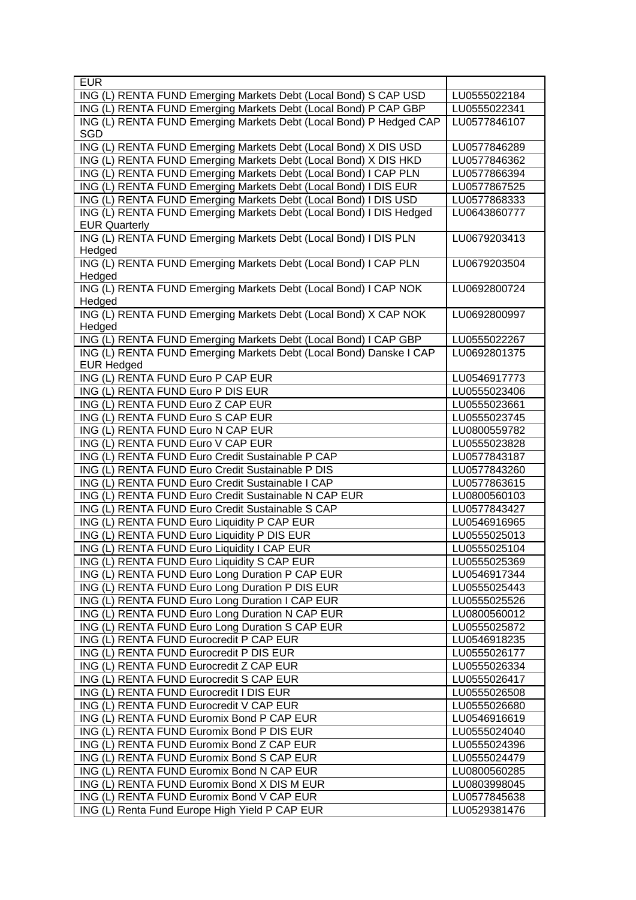| | |
|---|---|
| EUR | |
| ING (L) RENTA FUND Emerging Markets Debt (Local Bond) S CAP USD | LU0555022184 |
| ING (L) RENTA FUND Emerging Markets Debt (Local Bond) P CAP GBP | LU0555022341 |
| ING (L) RENTA FUND Emerging Markets Debt (Local Bond) P Hedged CAP SGD | LU0577846107 |
| ING (L) RENTA FUND Emerging Markets Debt (Local Bond) X DIS USD | LU0577846289 |
| ING (L) RENTA FUND Emerging Markets Debt (Local Bond) X DIS HKD | LU0577846362 |
| ING (L) RENTA FUND Emerging Markets Debt (Local Bond) I CAP PLN | LU0577866394 |
| ING (L) RENTA FUND Emerging Markets Debt (Local Bond) I DIS EUR | LU0577867525 |
| ING (L) RENTA FUND Emerging Markets Debt (Local Bond) I DIS USD | LU0577868333 |
| ING (L) RENTA FUND Emerging Markets Debt (Local Bond) I DIS Hedged EUR Quarterly | LU0643860777 |
| ING (L) RENTA FUND Emerging Markets Debt (Local Bond) I DIS PLN Hedged | LU0679203413 |
| ING (L) RENTA FUND Emerging Markets Debt (Local Bond) I CAP PLN Hedged | LU0679203504 |
| ING (L) RENTA FUND Emerging Markets Debt (Local Bond) I CAP NOK Hedged | LU0692800724 |
| ING (L) RENTA FUND Emerging Markets Debt (Local Bond) X CAP NOK Hedged | LU0692800997 |
| ING (L) RENTA FUND Emerging Markets Debt (Local Bond) I CAP GBP | LU0555022267 |
| ING (L) RENTA FUND Emerging Markets Debt (Local Bond) Danske I CAP EUR Hedged | LU0692801375 |
| ING (L) RENTA FUND Euro P CAP EUR | LU0546917773 |
| ING (L) RENTA FUND Euro P DIS EUR | LU0555023406 |
| ING (L) RENTA FUND Euro Z CAP EUR | LU0555023661 |
| ING (L) RENTA FUND Euro S CAP EUR | LU0555023745 |
| ING (L) RENTA FUND Euro N CAP EUR | LU0800559782 |
| ING (L) RENTA FUND Euro V CAP EUR | LU0555023828 |
| ING (L) RENTA FUND Euro Credit Sustainable P CAP | LU0577843187 |
| ING (L) RENTA FUND Euro Credit Sustainable P DIS | LU0577843260 |
| ING (L) RENTA FUND Euro Credit Sustainable I CAP | LU0577863615 |
| ING (L) RENTA FUND Euro Credit Sustainable N CAP EUR | LU0800560103 |
| ING (L) RENTA FUND Euro Credit Sustainable S CAP | LU0577843427 |
| ING (L) RENTA FUND Euro Liquidity P CAP EUR | LU0546916965 |
| ING (L) RENTA FUND Euro Liquidity P DIS EUR | LU0555025013 |
| ING (L) RENTA FUND Euro Liquidity I CAP EUR | LU0555025104 |
| ING (L) RENTA FUND Euro Liquidity S CAP EUR | LU0555025369 |
| ING (L) RENTA FUND Euro Long Duration P CAP EUR | LU0546917344 |
| ING (L) RENTA FUND Euro Long Duration P DIS EUR | LU0555025443 |
| ING (L) RENTA FUND Euro Long Duration I CAP EUR | LU0555025526 |
| ING (L) RENTA FUND Euro Long Duration N CAP EUR | LU0800560012 |
| ING (L) RENTA FUND Euro Long Duration S CAP EUR | LU0555025872 |
| ING (L) RENTA FUND Eurocredit P CAP EUR | LU0546918235 |
| ING (L) RENTA FUND Eurocredit P DIS EUR | LU0555026177 |
| ING (L) RENTA FUND Eurocredit Z CAP EUR | LU0555026334 |
| ING (L) RENTA FUND Eurocredit S CAP EUR | LU0555026417 |
| ING (L) RENTA FUND Eurocredit I DIS EUR | LU0555026508 |
| ING (L) RENTA FUND Eurocredit V CAP EUR | LU0555026680 |
| ING (L) RENTA FUND Euromix Bond P CAP EUR | LU0546916619 |
| ING (L) RENTA FUND Euromix Bond P DIS EUR | LU0555024040 |
| ING (L) RENTA FUND Euromix Bond Z CAP EUR | LU0555024396 |
| ING (L) RENTA FUND Euromix Bond S CAP EUR | LU0555024479 |
| ING (L) RENTA FUND Euromix Bond N CAP EUR | LU0800560285 |
| ING (L) RENTA FUND Euromix Bond X DIS M EUR | LU0803998045 |
| ING (L) RENTA FUND Euromix Bond V CAP EUR | LU0577845638 |
| ING (L) Renta Fund Europe High Yield P CAP EUR | LU0529381476 |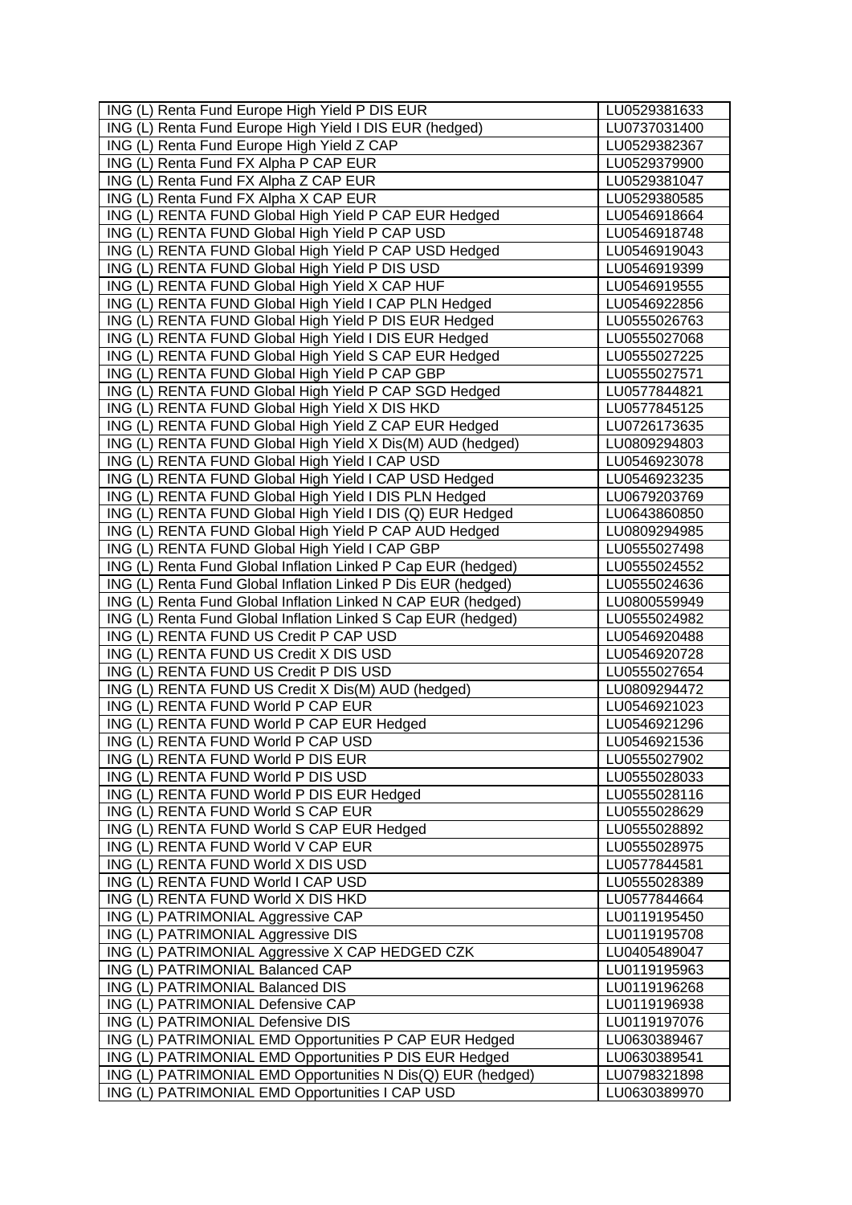| | |
|---|---|
| ING (L) Renta Fund Europe High Yield P DIS EUR | LU0529381633 |
| ING (L) Renta Fund Europe High Yield I DIS EUR (hedged) | LU0737031400 |
| ING (L) Renta Fund Europe High Yield Z CAP | LU0529382367 |
| ING (L) Renta Fund FX Alpha P CAP EUR | LU0529379900 |
| ING (L) Renta Fund FX Alpha Z CAP EUR | LU0529381047 |
| ING (L) Renta Fund FX Alpha X CAP EUR | LU0529380585 |
| ING (L) RENTA FUND Global High Yield P CAP EUR Hedged | LU0546918664 |
| ING (L) RENTA FUND Global High Yield P CAP USD | LU0546918748 |
| ING (L) RENTA FUND Global High Yield P CAP USD Hedged | LU0546919043 |
| ING (L) RENTA FUND Global High Yield P DIS USD | LU0546919399 |
| ING (L) RENTA FUND Global High Yield X CAP HUF | LU0546919555 |
| ING (L) RENTA FUND Global High Yield I CAP PLN Hedged | LU0546922856 |
| ING (L) RENTA FUND Global High Yield P DIS EUR Hedged | LU0555026763 |
| ING (L) RENTA FUND Global High Yield I DIS EUR Hedged | LU0555027068 |
| ING (L) RENTA FUND Global High Yield S CAP EUR Hedged | LU0555027225 |
| ING (L) RENTA FUND Global High Yield P CAP GBP | LU0555027571 |
| ING (L) RENTA FUND Global High Yield P CAP SGD Hedged | LU0577844821 |
| ING (L) RENTA FUND Global High Yield X DIS HKD | LU0577845125 |
| ING (L) RENTA FUND Global High Yield Z CAP EUR Hedged | LU0726173635 |
| ING (L) RENTA FUND Global High Yield X Dis(M) AUD (hedged) | LU0809294803 |
| ING (L) RENTA FUND Global High Yield I CAP USD | LU0546923078 |
| ING (L) RENTA FUND Global High Yield I CAP USD Hedged | LU0546923235 |
| ING (L) RENTA FUND Global High Yield I DIS PLN Hedged | LU0679203769 |
| ING (L) RENTA FUND Global High Yield I DIS (Q) EUR Hedged | LU0643860850 |
| ING (L) RENTA FUND Global High Yield P CAP AUD Hedged | LU0809294985 |
| ING (L) RENTA FUND Global High Yield I CAP GBP | LU0555027498 |
| ING (L) Renta Fund Global Inflation Linked P Cap EUR (hedged) | LU0555024552 |
| ING (L) Renta Fund Global Inflation Linked P Dis EUR (hedged) | LU0555024636 |
| ING (L) Renta Fund Global Inflation Linked N CAP EUR (hedged) | LU0800559949 |
| ING (L) Renta Fund Global Inflation Linked S Cap EUR (hedged) | LU0555024982 |
| ING (L) RENTA FUND US Credit P CAP USD | LU0546920488 |
| ING (L) RENTA FUND US Credit X DIS USD | LU0546920728 |
| ING (L) RENTA FUND US Credit P DIS USD | LU0555027654 |
| ING (L) RENTA FUND US Credit X Dis(M) AUD (hedged) | LU0809294472 |
| ING (L) RENTA FUND World P CAP EUR | LU0546921023 |
| ING (L) RENTA FUND World P CAP EUR Hedged | LU0546921296 |
| ING (L) RENTA FUND World P CAP USD | LU0546921536 |
| ING (L) RENTA FUND World P DIS EUR | LU0555027902 |
| ING (L) RENTA FUND World P DIS USD | LU0555028033 |
| ING (L) RENTA FUND World P DIS EUR Hedged | LU0555028116 |
| ING (L) RENTA FUND World S CAP EUR | LU0555028629 |
| ING (L) RENTA FUND World S CAP EUR Hedged | LU0555028892 |
| ING (L) RENTA FUND World V CAP EUR | LU0555028975 |
| ING (L) RENTA FUND World X DIS USD | LU0577844581 |
| ING (L) RENTA FUND World I CAP USD | LU0555028389 |
| ING (L) RENTA FUND World X DIS HKD | LU0577844664 |
| ING (L) PATRIMONIAL Aggressive CAP | LU0119195450 |
| ING (L) PATRIMONIAL Aggressive DIS | LU0119195708 |
| ING (L) PATRIMONIAL Aggressive X CAP HEDGED CZK | LU0405489047 |
| ING (L) PATRIMONIAL Balanced CAP | LU0119195963 |
| ING (L) PATRIMONIAL Balanced DIS | LU0119196268 |
| ING (L) PATRIMONIAL Defensive CAP | LU0119196938 |
| ING (L) PATRIMONIAL Defensive DIS | LU0119197076 |
| ING (L) PATRIMONIAL EMD Opportunities P CAP EUR Hedged | LU0630389467 |
| ING (L) PATRIMONIAL EMD Opportunities P DIS EUR Hedged | LU0630389541 |
| ING (L) PATRIMONIAL EMD Opportunities N Dis(Q) EUR (hedged) | LU0798321898 |
| ING (L) PATRIMONIAL EMD Opportunities I CAP USD | LU0630389970 |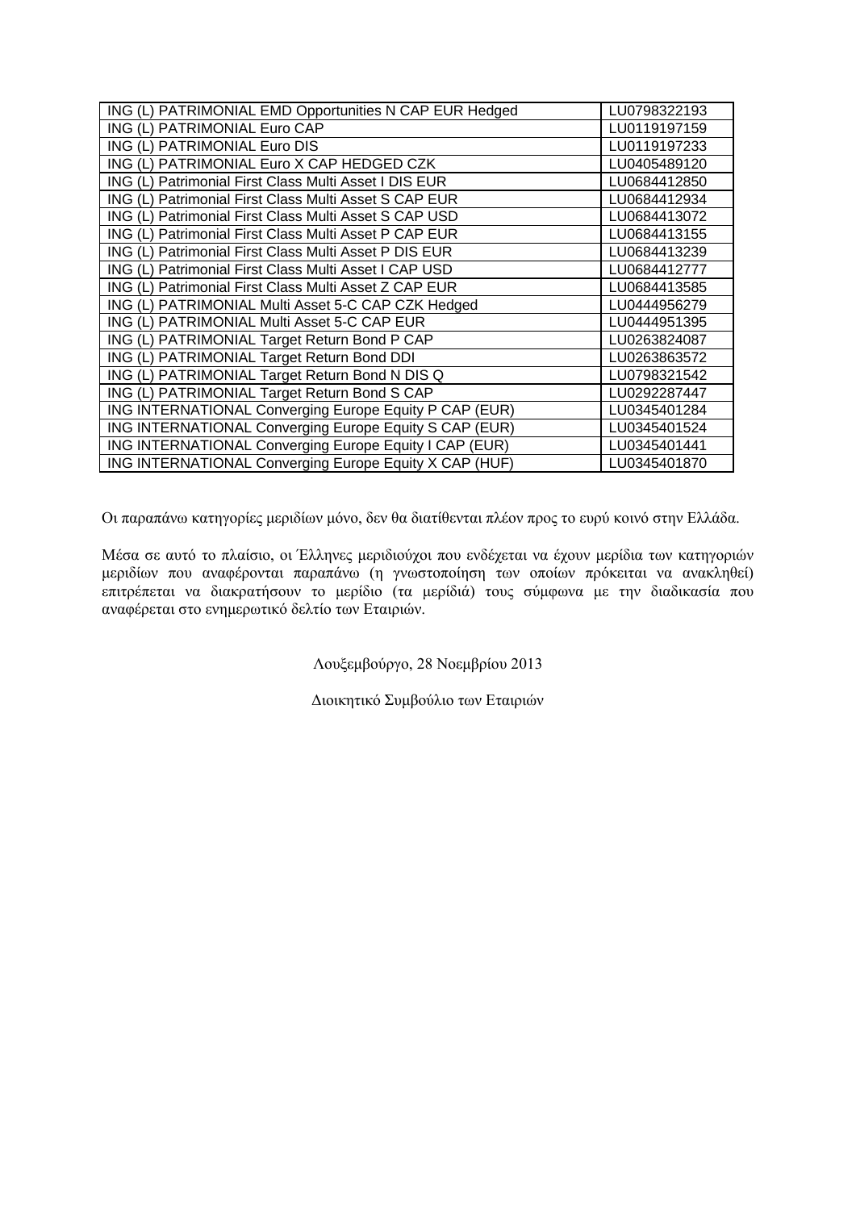| | |
|---|---|
| ING (L) PATRIMONIAL EMD Opportunities N CAP EUR Hedged | LU0798322193 |
| ING (L) PATRIMONIAL Euro CAP | LU0119197159 |
| ING (L) PATRIMONIAL Euro DIS | LU0119197233 |
| ING (L) PATRIMONIAL Euro X CAP HEDGED CZK | LU0405489120 |
| ING (L) Patrimonial First Class Multi Asset I DIS EUR | LU0684412850 |
| ING (L) Patrimonial First Class Multi Asset S CAP EUR | LU0684412934 |
| ING (L) Patrimonial First Class Multi Asset S CAP USD | LU0684413072 |
| ING (L) Patrimonial First Class Multi Asset P CAP EUR | LU0684413155 |
| ING (L) Patrimonial First Class Multi Asset P DIS EUR | LU0684413239 |
| ING (L) Patrimonial First Class Multi Asset I CAP USD | LU0684412777 |
| ING (L) Patrimonial First Class Multi Asset Z CAP EUR | LU0684413585 |
| ING (L) PATRIMONIAL Multi Asset 5-C CAP CZK Hedged | LU0444956279 |
| ING (L) PATRIMONIAL Multi Asset 5-C CAP EUR | LU0444951395 |
| ING (L) PATRIMONIAL Target Return Bond P CAP | LU0263824087 |
| ING (L) PATRIMONIAL Target Return Bond DDI | LU0263863572 |
| ING (L) PATRIMONIAL Target Return Bond N DIS Q | LU0798321542 |
| ING (L) PATRIMONIAL Target Return Bond S CAP | LU0292287447 |
| ING INTERNATIONAL Converging Europe Equity P CAP (EUR) | LU0345401284 |
| ING INTERNATIONAL Converging Europe Equity S CAP (EUR) | LU0345401524 |
| ING INTERNATIONAL Converging Europe Equity I CAP (EUR) | LU0345401441 |
| ING INTERNATIONAL Converging Europe Equity X CAP (HUF) | LU0345401870 |

Οι παραπάνω κατηγορίες μεριδίων μόνο, δεν θα διατίθενται πλέον προς το ευρύ κοινό στην Ελλάδα.

Μέσα σε αυτό το πλαίσιο, οι Έλληνες μεριδιούχοι που ενδέχεται να έχουν μερίδια των κατηγοριών μεριδίων που αναφέρονται παραπάνω (η γνωστοποίηση των οποίων πρόκειται να ανακληθεί) επιτρέπεται να διακρατήσουν το μερίδιο (τα μερίδιά) τους σύμφωνα με την διαδικασία που αναφέρεται στο ενημερωτικό δελτίο των Εταιριών.

Λουξεμβούργο, 28 Νοεμβρίου 2013

Διοικητικό Συμβούλιο των Εταιριών